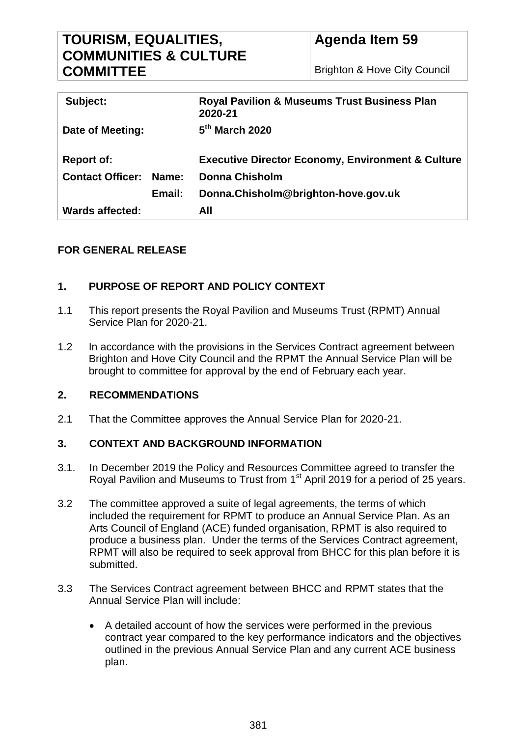| **TOURISM, EQUALITIES, COMMUNITIES & CULTURE COMMITTEE** | **Agenda Item 59**<br><br>Brighton & Hove City Council |
|---|---|

| | | |
|---|---|---|
| **Subject:** | | **Royal Pavilion & Museums Trust Business Plan 2020-21** |
| **Date of Meeting:** | | **5th March 2020** |
| **Report of:** | | **Executive Director Economy, Environment & Culture** |
| **Contact Officer:** | **Name:** | **Donna Chisholm** |
| | **Email:** | **Donna.Chisholm@brighton-hove.gov.uk** |
| **Wards affected:** | | **All** |

**FOR GENERAL RELEASE**

## 1. PURPOSE OF REPORT AND POLICY CONTEXT

1.1 This report presents the Royal Pavilion and Museums Trust (RPMT) Annual Service Plan for 2020-21.

1.2 In accordance with the provisions in the Services Contract agreement between Brighton and Hove City Council and the RPMT the Annual Service Plan will be brought to committee for approval by the end of February each year.

## 2. RECOMMENDATIONS

2.1 That the Committee approves the Annual Service Plan for 2020-21.

## 3. CONTEXT AND BACKGROUND INFORMATION

3.1. In December 2019 the Policy and Resources Committee agreed to transfer the Royal Pavilion and Museums to Trust from 1st April 2019 for a period of 25 years.

3.2 The committee approved a suite of legal agreements, the terms of which included the requirement for RPMT to produce an Annual Service Plan. As an Arts Council of England (ACE) funded organisation, RPMT is also required to produce a business plan. Under the terms of the Services Contract agreement, RPMT will also be required to seek approval from BHCC for this plan before it is submitted.

3.3 The Services Contract agreement between BHCC and RPMT states that the Annual Service Plan will include:

- A detailed account of how the services were performed in the previous contract year compared to the key performance indicators and the objectives outlined in the previous Annual Service Plan and any current ACE business plan.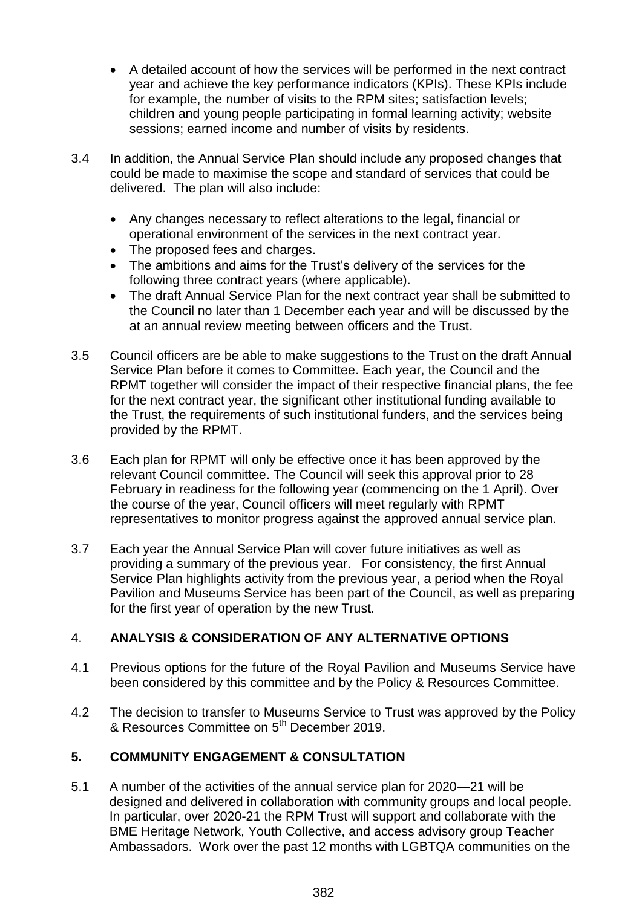- A detailed account of how the services will be performed in the next contract year and achieve the key performance indicators (KPIs). These KPIs include for example, the number of visits to the RPM sites; satisfaction levels; children and young people participating in formal learning activity; website sessions; earned income and number of visits by residents.

3.4 In addition, the Annual Service Plan should include any proposed changes that could be made to maximise the scope and standard of services that could be delivered. The plan will also include:

- Any changes necessary to reflect alterations to the legal, financial or operational environment of the services in the next contract year.
- The proposed fees and charges.
- The ambitions and aims for the Trust's delivery of the services for the following three contract years (where applicable).
- The draft Annual Service Plan for the next contract year shall be submitted to the Council no later than 1 December each year and will be discussed by the at an annual review meeting between officers and the Trust.

3.5 Council officers are be able to make suggestions to the Trust on the draft Annual Service Plan before it comes to Committee. Each year, the Council and the RPMT together will consider the impact of their respective financial plans, the fee for the next contract year, the significant other institutional funding available to the Trust, the requirements of such institutional funders, and the services being provided by the RPMT.

3.6 Each plan for RPMT will only be effective once it has been approved by the relevant Council committee. The Council will seek this approval prior to 28 February in readiness for the following year (commencing on the 1 April). Over the course of the year, Council officers will meet regularly with RPMT representatives to monitor progress against the approved annual service plan.

3.7 Each year the Annual Service Plan will cover future initiatives as well as providing a summary of the previous year. For consistency, the first Annual Service Plan highlights activity from the previous year, a period when the Royal Pavilion and Museums Service has been part of the Council, as well as preparing for the first year of operation by the new Trust.

## 4. ANALYSIS & CONSIDERATION OF ANY ALTERNATIVE OPTIONS

4.1 Previous options for the future of the Royal Pavilion and Museums Service have been considered by this committee and by the Policy & Resources Committee.

4.2 The decision to transfer to Museums Service to Trust was approved by the Policy & Resources Committee on 5th December 2019.

## 5. COMMUNITY ENGAGEMENT & CONSULTATION

5.1 A number of the activities of the annual service plan for 2020—21 will be designed and delivered in collaboration with community groups and local people. In particular, over 2020-21 the RPM Trust will support and collaborate with the BME Heritage Network, Youth Collective, and access advisory group Teacher Ambassadors. Work over the past 12 months with LGBTQA communities on the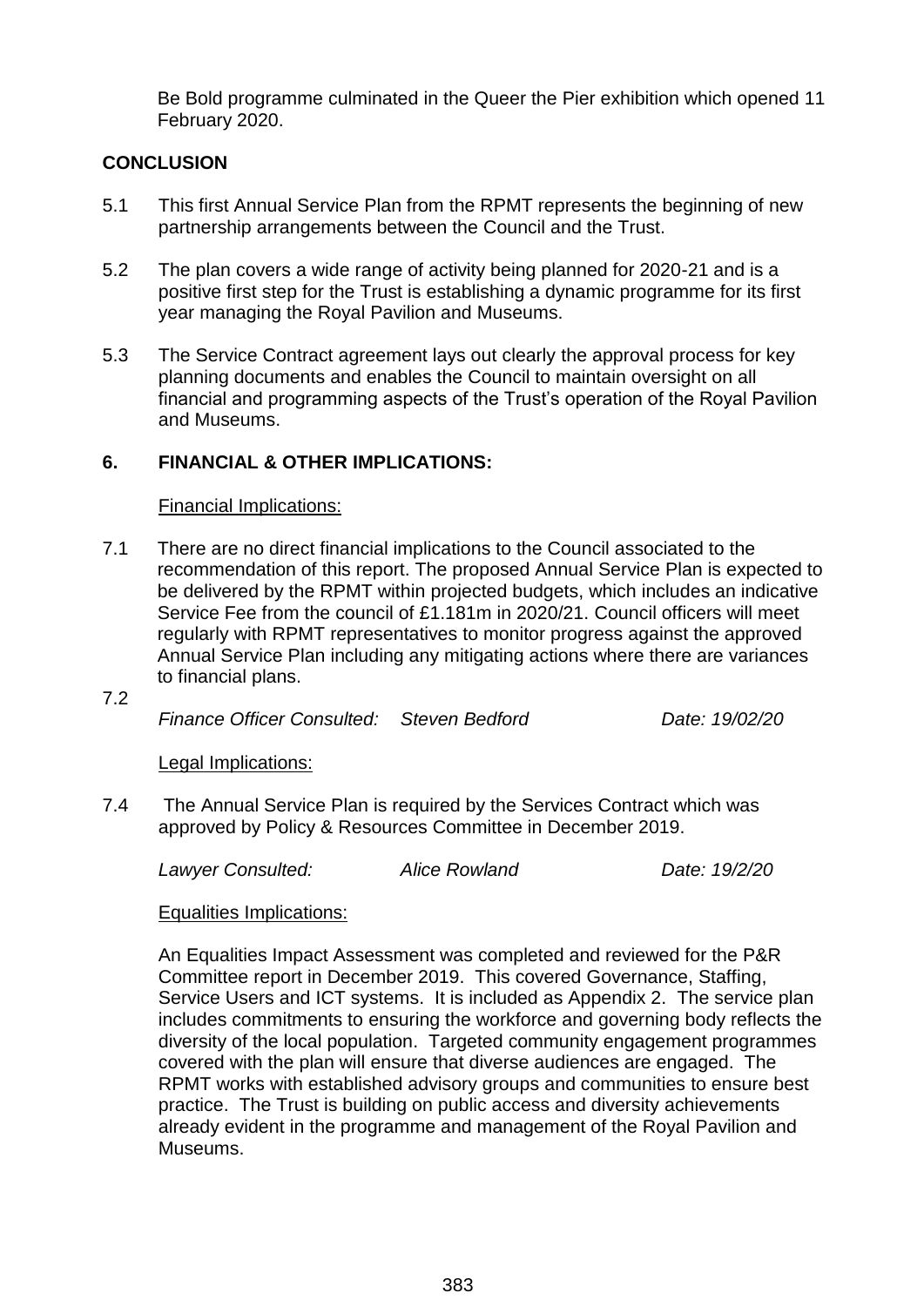Be Bold programme culminated in the Queer the Pier exhibition which opened 11 February 2020.

## CONCLUSION

5.1 This first Annual Service Plan from the RPMT represents the beginning of new partnership arrangements between the Council and the Trust.

5.2 The plan covers a wide range of activity being planned for 2020-21 and is a positive first step for the Trust is establishing a dynamic programme for its first year managing the Royal Pavilion and Museums.

5.3 The Service Contract agreement lays out clearly the approval process for key planning documents and enables the Council to maintain oversight on all financial and programming aspects of the Trust's operation of the Royal Pavilion and Museums.

## 6. FINANCIAL & OTHER IMPLICATIONS:

Financial Implications:

7.1 There are no direct financial implications to the Council associated to the recommendation of this report. The proposed Annual Service Plan is expected to be delivered by the RPMT within projected budgets, which includes an indicative Service Fee from the council of £1.181m in 2020/21. Council officers will meet regularly with RPMT representatives to monitor progress against the approved Annual Service Plan including any mitigating actions where there are variances to financial plans.

7.2

*Finance Officer Consulted: Steven Bedford Date: 19/02/20*

Legal Implications:

7.4 The Annual Service Plan is required by the Services Contract which was approved by Policy & Resources Committee in December 2019.

*Lawyer Consulted: Alice Rowland Date: 19/2/20*

Equalities Implications:

An Equalities Impact Assessment was completed and reviewed for the P&R Committee report in December 2019. This covered Governance, Staffing, Service Users and ICT systems. It is included as Appendix 2. The service plan includes commitments to ensuring the workforce and governing body reflects the diversity of the local population. Targeted community engagement programmes covered with the plan will ensure that diverse audiences are engaged. The RPMT works with established advisory groups and communities to ensure best practice. The Trust is building on public access and diversity achievements already evident in the programme and management of the Royal Pavilion and Museums.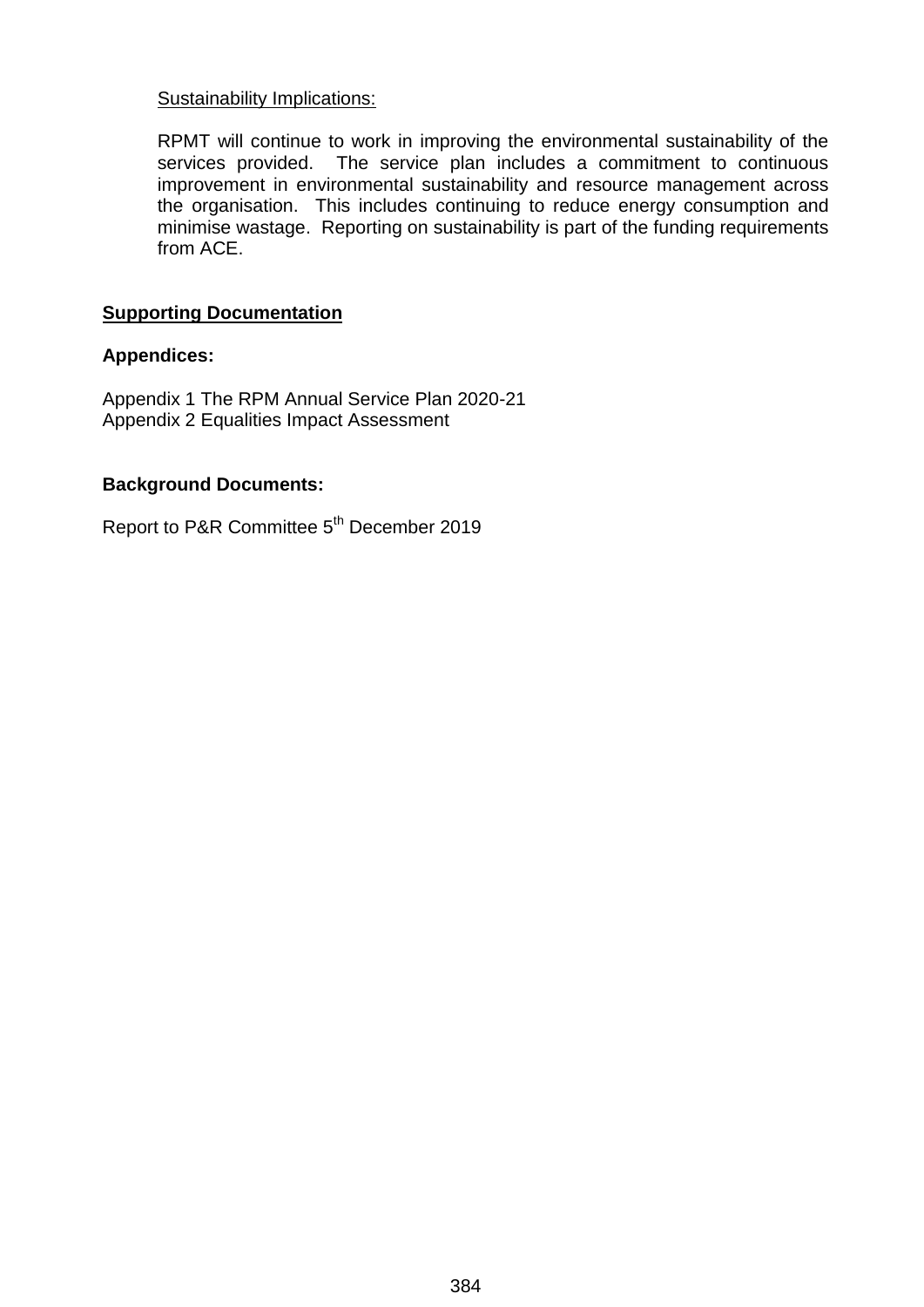Sustainability Implications:

RPMT will continue to work in improving the environmental sustainability of the services provided. The service plan includes a commitment to continuous improvement in environmental sustainability and resource management across the organisation. This includes continuing to reduce energy consumption and minimise wastage. Reporting on sustainability is part of the funding requirements from ACE.

**Supporting Documentation**

**Appendices:**

Appendix 1 The RPM Annual Service Plan 2020-21
Appendix 2 Equalities Impact Assessment

**Background Documents:**

Report to P&R Committee 5th December 2019